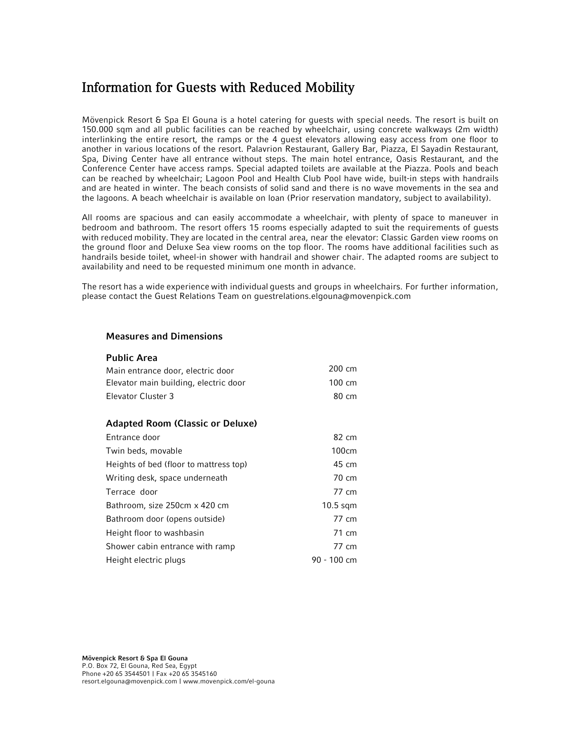# Information for Guests with Reduced Mobility

Mövenpick Resort & Spa El Gouna is a hotel catering for guests with special needs. The resort is built on 150.000 sqm and all public facilities can be reached by wheelchair, using concrete walkways (2m width) interlinking the entire resort, the ramps or the 4 guest elevators allowing easy access from one floor to another in various locations of the resort. Palavrion Restaurant, Gallery Bar, Piazza, El Sayadin Restaurant, Spa, Diving Center have all entrance without steps. The main hotel entrance, Oasis Restaurant, and the Conference Center have access ramps. Special adapted toilets are available at the Piazza. Pools and beach can be reached by wheelchair; Lagoon Pool and Health Club Pool have wide, built-in steps with handrails and are heated in winter. The beach consists of solid sand and there is no wave movements in the sea and the lagoons. A beach wheelchair is available on loan (Prior reservation mandatory, subject to availability).

All rooms are spacious and can easily accommodate a wheelchair, with plenty of space to maneuver in bedroom and bathroom. The resort offers 15 rooms especially adapted to suit the requirements of guests with reduced mobility. They are located in the central area, near the elevator: Classic Garden view rooms on the ground floor and Deluxe Sea view rooms on the top floor. The rooms have additional facilities such as handrails beside toilet, wheel-in shower with handrail and shower chair. The adapted rooms are subject to availability and need to be requested minimum one month in advance.

The resort has a wide experience with individual guests and groups in wheelchairs. For further information, please contact the Guest Relations Team on guestrelations.elgouna@movenpick.com

## Measures and Dimensions

### Public Area

| | |
|---|---|
| Main entrance door, electric door | 200 cm |
| Elevator main building, electric door | 100 cm |
| Elevator Cluster 3 | 80 cm |

### Adapted Room (Classic or Deluxe)

| | |
|---|---|
| Entrance door | 82 cm |
| Twin beds, movable | 100cm |
| Heights of bed (floor to mattress top) | 45 cm |
| Writing desk, space underneath | 70 cm |
| Terrace door | 77 cm |
| Bathroom, size 250cm x 420 cm | 10.5 sqm |
| Bathroom door (opens outside) | 77 cm |
| Height floor to washbasin | 71 cm |
| Shower cabin entrance with ramp | 77 cm |
| Height electric plugs | 90 - 100 cm |

**Mövenpick Resort & Spa El Gouna**
P.O. Box 72, El Gouna, Red Sea, Egypt
Phone +20 65 3544501 | Fax +20 65 3545160
resort.elgouna@movenpick.com | www.movenpick.com/el-gouna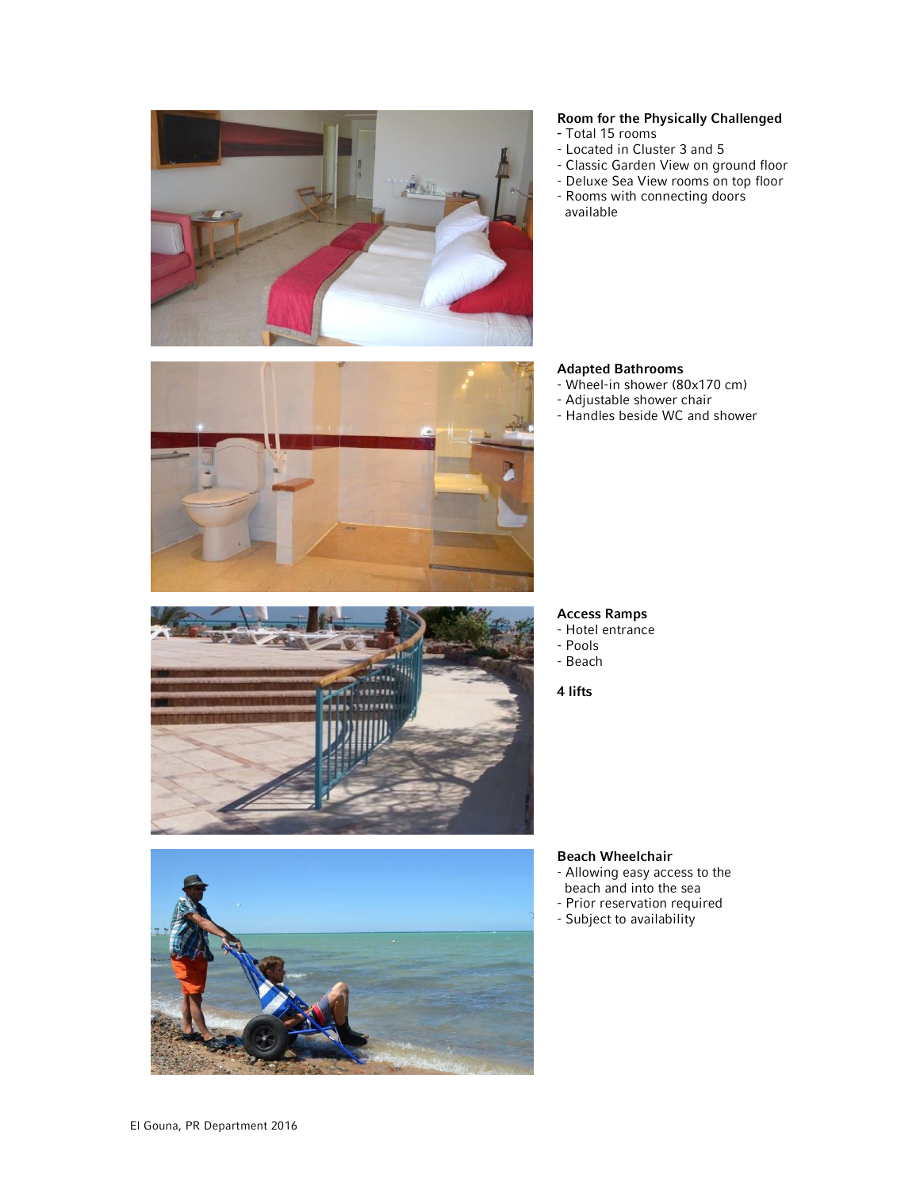**Room for the Physically Challenged**

- Total 15 rooms
- Located in Cluster 3 and 5
- Classic Garden View on ground floor
- Deluxe Sea View rooms on top floor
- Rooms with connecting doors available

**Adapted Bathrooms**

- Wheel-in shower (80x170 cm)
- Adjustable shower chair
- Handles beside WC and shower

**Access Ramps**

- Hotel entrance
- Pools
- Beach

**4 lifts**

**Beach Wheelchair**

- Allowing easy access to the beach and into the sea
- Prior reservation required
- Subject to availability

El Gouna, PR Department 2016